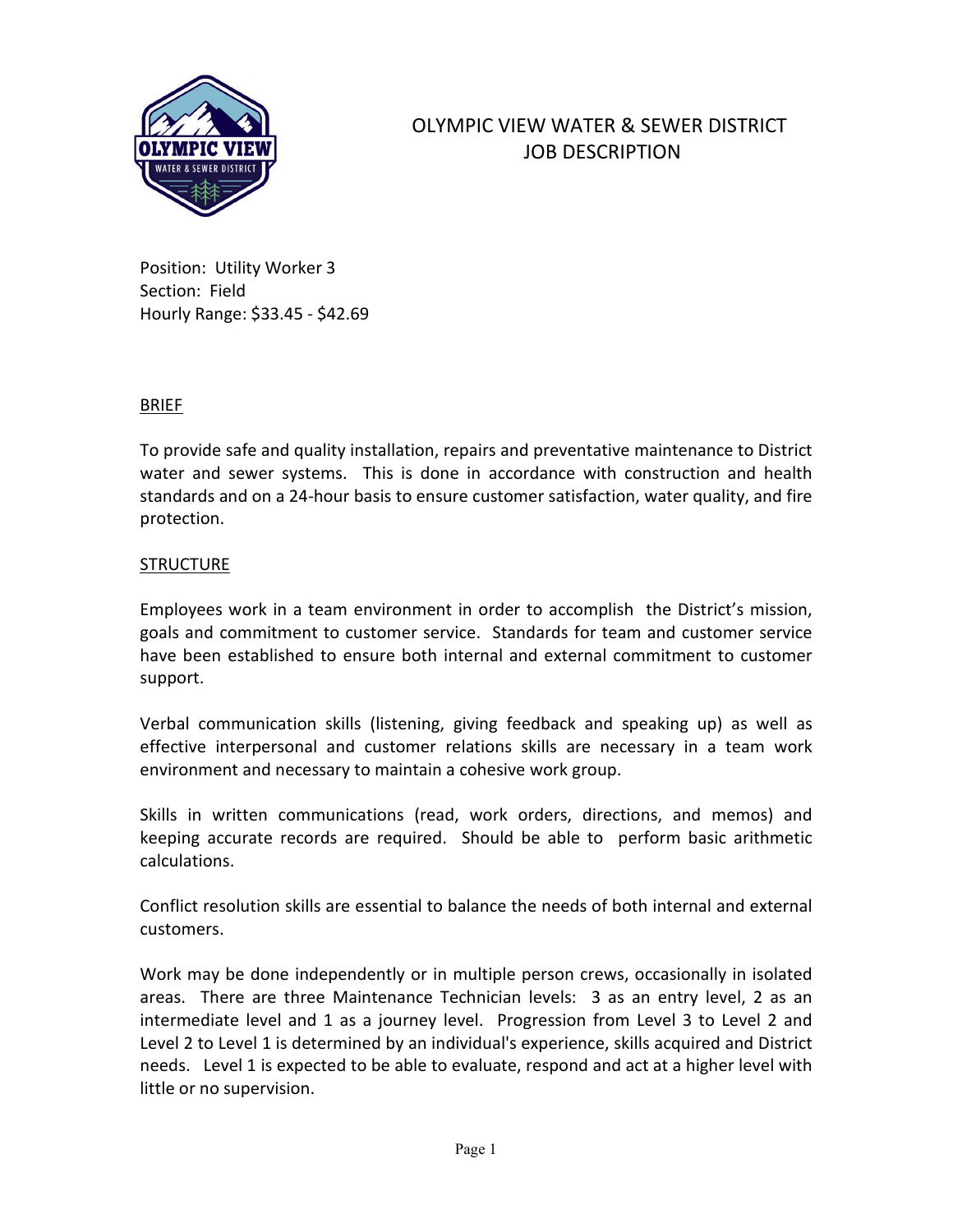# OLYMPIC VIEW WATER & SEWER DISTRICT
# JOB DESCRIPTION

Position: Utility Worker 3
Section: Field
Hourly Range: $33.45 - $42.69

## BRIEF

To provide safe and quality installation, repairs and preventative maintenance to District water and sewer systems. This is done in accordance with construction and health standards and on a 24-hour basis to ensure customer satisfaction, water quality, and fire protection.

## STRUCTURE

Employees work in a team environment in order to accomplish the District's mission, goals and commitment to customer service. Standards for team and customer service have been established to ensure both internal and external commitment to customer support.

Verbal communication skills (listening, giving feedback and speaking up) as well as effective interpersonal and customer relations skills are necessary in a team work environment and necessary to maintain a cohesive work group.

Skills in written communications (read, work orders, directions, and memos) and keeping accurate records are required. Should be able to perform basic arithmetic calculations.

Conflict resolution skills are essential to balance the needs of both internal and external customers.

Work may be done independently or in multiple person crews, occasionally in isolated areas. There are three Maintenance Technician levels: 3 as an entry level, 2 as an intermediate level and 1 as a journey level. Progression from Level 3 to Level 2 and Level 2 to Level 1 is determined by an individual's experience, skills acquired and District needs. Level 1 is expected to be able to evaluate, respond and act at a higher level with little or no supervision.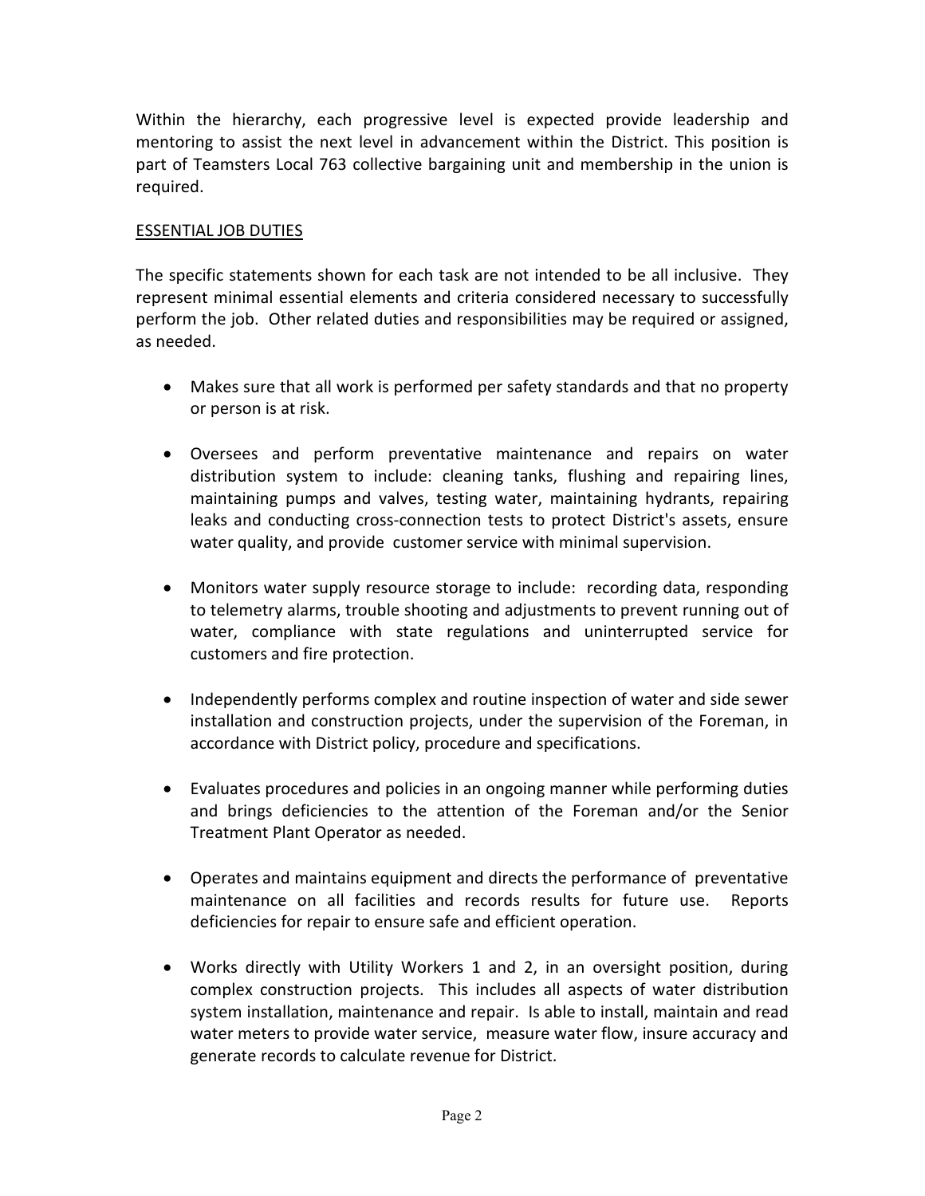Within the hierarchy, each progressive level is expected provide leadership and mentoring to assist the next level in advancement within the District. This position is part of Teamsters Local 763 collective bargaining unit and membership in the union is required.

## ESSENTIAL JOB DUTIES

The specific statements shown for each task are not intended to be all inclusive. They represent minimal essential elements and criteria considered necessary to successfully perform the job. Other related duties and responsibilities may be required or assigned, as needed.

- Makes sure that all work is performed per safety standards and that no property or person is at risk.

- Oversees and perform preventative maintenance and repairs on water distribution system to include: cleaning tanks, flushing and repairing lines, maintaining pumps and valves, testing water, maintaining hydrants, repairing leaks and conducting cross-connection tests to protect District's assets, ensure water quality, and provide customer service with minimal supervision.

- Monitors water supply resource storage to include: recording data, responding to telemetry alarms, trouble shooting and adjustments to prevent running out of water, compliance with state regulations and uninterrupted service for customers and fire protection.

- Independently performs complex and routine inspection of water and side sewer installation and construction projects, under the supervision of the Foreman, in accordance with District policy, procedure and specifications.

- Evaluates procedures and policies in an ongoing manner while performing duties and brings deficiencies to the attention of the Foreman and/or the Senior Treatment Plant Operator as needed.

- Operates and maintains equipment and directs the performance of preventative maintenance on all facilities and records results for future use. Reports deficiencies for repair to ensure safe and efficient operation.

- Works directly with Utility Workers 1 and 2, in an oversight position, during complex construction projects. This includes all aspects of water distribution system installation, maintenance and repair. Is able to install, maintain and read water meters to provide water service, measure water flow, insure accuracy and generate records to calculate revenue for District.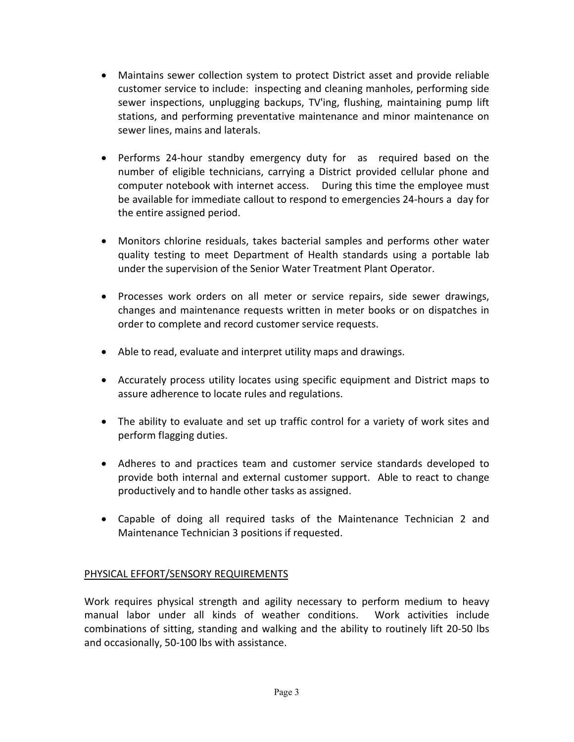- Maintains sewer collection system to protect District asset and provide reliable customer service to include: inspecting and cleaning manholes, performing side sewer inspections, unplugging backups, TV'ing, flushing, maintaining pump lift stations, and performing preventative maintenance and minor maintenance on sewer lines, mains and laterals.

- Performs 24-hour standby emergency duty for as required based on the number of eligible technicians, carrying a District provided cellular phone and computer notebook with internet access. During this time the employee must be available for immediate callout to respond to emergencies 24-hours a day for the entire assigned period.

- Monitors chlorine residuals, takes bacterial samples and performs other water quality testing to meet Department of Health standards using a portable lab under the supervision of the Senior Water Treatment Plant Operator.

- Processes work orders on all meter or service repairs, side sewer drawings, changes and maintenance requests written in meter books or on dispatches in order to complete and record customer service requests.

- Able to read, evaluate and interpret utility maps and drawings.

- Accurately process utility locates using specific equipment and District maps to assure adherence to locate rules and regulations.

- The ability to evaluate and set up traffic control for a variety of work sites and perform flagging duties.

- Adheres to and practices team and customer service standards developed to provide both internal and external customer support. Able to react to change productively and to handle other tasks as assigned.

- Capable of doing all required tasks of the Maintenance Technician 2 and Maintenance Technician 3 positions if requested.

## PHYSICAL EFFORT/SENSORY REQUIREMENTS

Work requires physical strength and agility necessary to perform medium to heavy manual labor under all kinds of weather conditions. Work activities include combinations of sitting, standing and walking and the ability to routinely lift 20-50 lbs and occasionally, 50-100 lbs with assistance.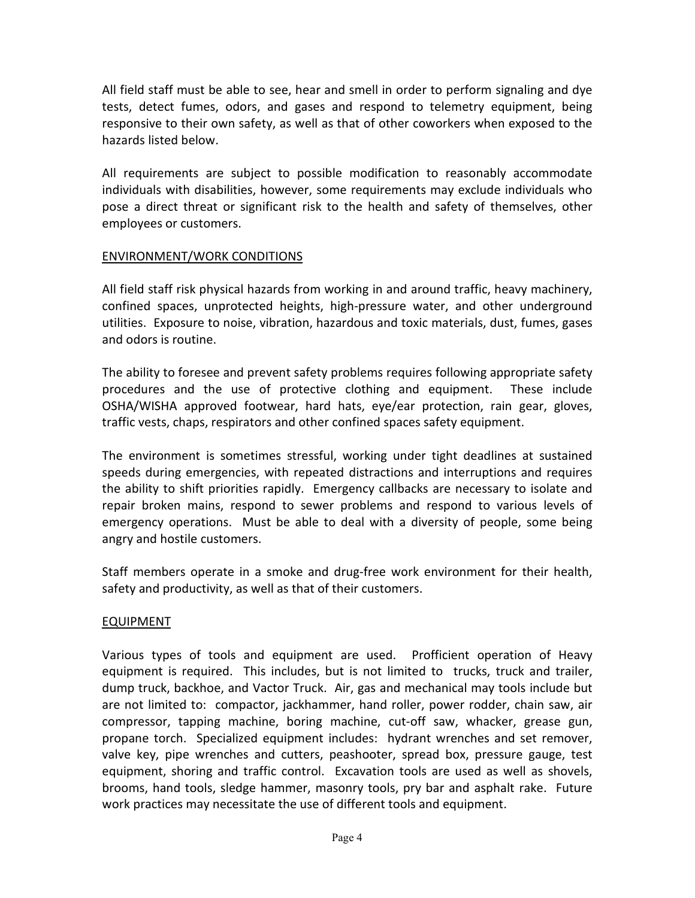All field staff must be able to see, hear and smell in order to perform signaling and dye tests, detect fumes, odors, and gases and respond to telemetry equipment, being responsive to their own safety, as well as that of other coworkers when exposed to the hazards listed below.

All requirements are subject to possible modification to reasonably accommodate individuals with disabilities, however, some requirements may exclude individuals who pose a direct threat or significant risk to the health and safety of themselves, other employees or customers.

## ENVIRONMENT/WORK CONDITIONS

All field staff risk physical hazards from working in and around traffic, heavy machinery, confined spaces, unprotected heights, high-pressure water, and other underground utilities. Exposure to noise, vibration, hazardous and toxic materials, dust, fumes, gases and odors is routine.

The ability to foresee and prevent safety problems requires following appropriate safety procedures and the use of protective clothing and equipment. These include OSHA/WISHA approved footwear, hard hats, eye/ear protection, rain gear, gloves, traffic vests, chaps, respirators and other confined spaces safety equipment.

The environment is sometimes stressful, working under tight deadlines at sustained speeds during emergencies, with repeated distractions and interruptions and requires the ability to shift priorities rapidly. Emergency callbacks are necessary to isolate and repair broken mains, respond to sewer problems and respond to various levels of emergency operations. Must be able to deal with a diversity of people, some being angry and hostile customers.

Staff members operate in a smoke and drug-free work environment for their health, safety and productivity, as well as that of their customers.

## EQUIPMENT

Various types of tools and equipment are used. Profficient operation of Heavy equipment is required. This includes, but is not limited to trucks, truck and trailer, dump truck, backhoe, and Vactor Truck. Air, gas and mechanical may tools include but are not limited to: compactor, jackhammer, hand roller, power rodder, chain saw, air compressor, tapping machine, boring machine, cut-off saw, whacker, grease gun, propane torch. Specialized equipment includes: hydrant wrenches and set remover, valve key, pipe wrenches and cutters, peashooter, spread box, pressure gauge, test equipment, shoring and traffic control. Excavation tools are used as well as shovels, brooms, hand tools, sledge hammer, masonry tools, pry bar and asphalt rake. Future work practices may necessitate the use of different tools and equipment.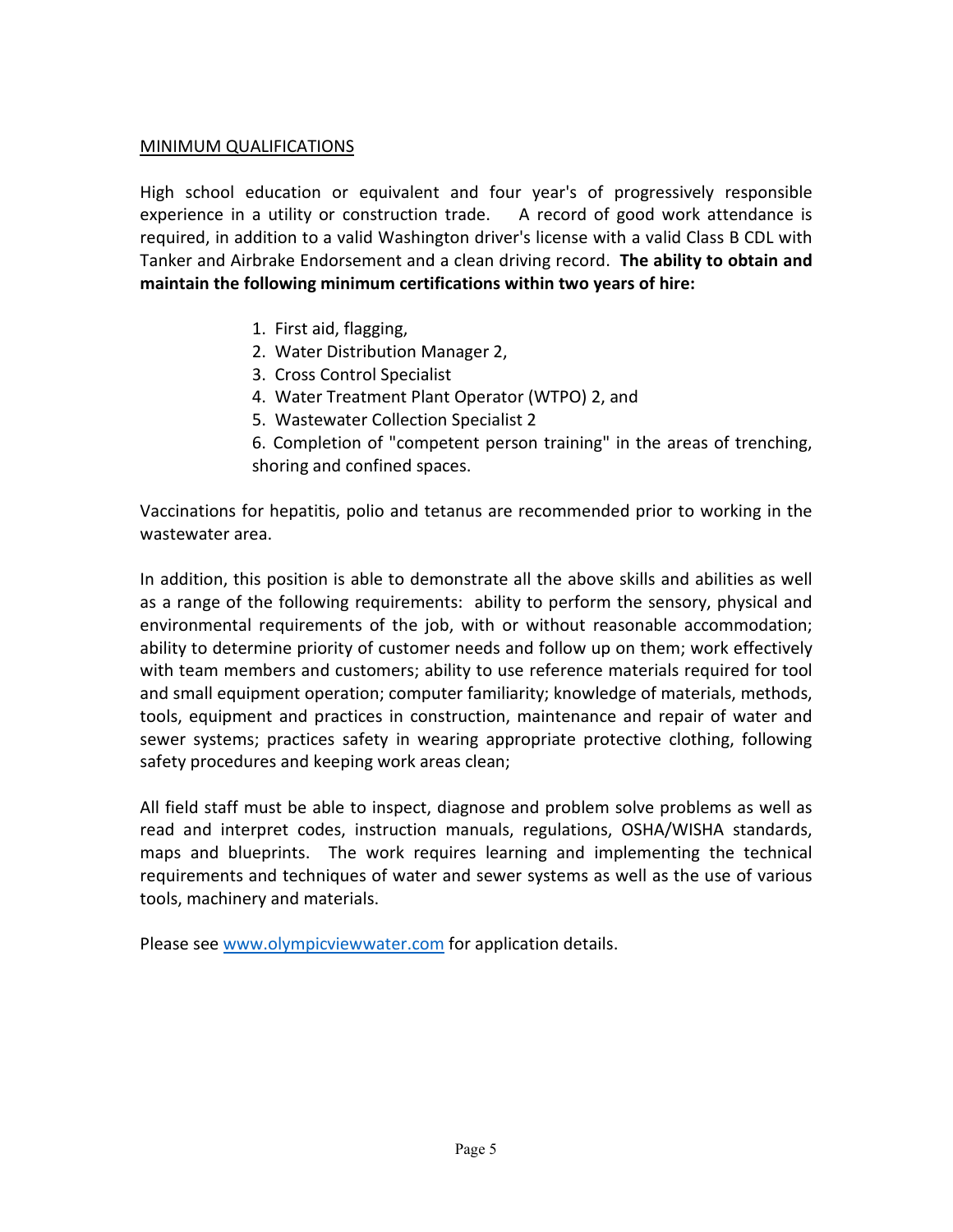MINIMUM QUALIFICATIONS

High school education or equivalent and four year's of progressively responsible experience in a utility or construction trade. A record of good work attendance is required, in addition to a valid Washington driver's license with a valid Class B CDL with Tanker and Airbrake Endorsement and a clean driving record. **The ability to obtain and maintain the following minimum certifications within two years of hire:**

1. First aid, flagging,
2. Water Distribution Manager 2,
3. Cross Control Specialist
4. Water Treatment Plant Operator (WTPO) 2, and
5. Wastewater Collection Specialist 2
6. Completion of "competent person training" in the areas of trenching, shoring and confined spaces.

Vaccinations for hepatitis, polio and tetanus are recommended prior to working in the wastewater area.

In addition, this position is able to demonstrate all the above skills and abilities as well as a range of the following requirements: ability to perform the sensory, physical and environmental requirements of the job, with or without reasonable accommodation; ability to determine priority of customer needs and follow up on them; work effectively with team members and customers; ability to use reference materials required for tool and small equipment operation; computer familiarity; knowledge of materials, methods, tools, equipment and practices in construction, maintenance and repair of water and sewer systems; practices safety in wearing appropriate protective clothing, following safety procedures and keeping work areas clean;

All field staff must be able to inspect, diagnose and problem solve problems as well as read and interpret codes, instruction manuals, regulations, OSHA/WISHA standards, maps and blueprints. The work requires learning and implementing the technical requirements and techniques of water and sewer systems as well as the use of various tools, machinery and materials.

Please see [www.olympicviewwater.com](http://www.olympicviewwater.com) for application details.